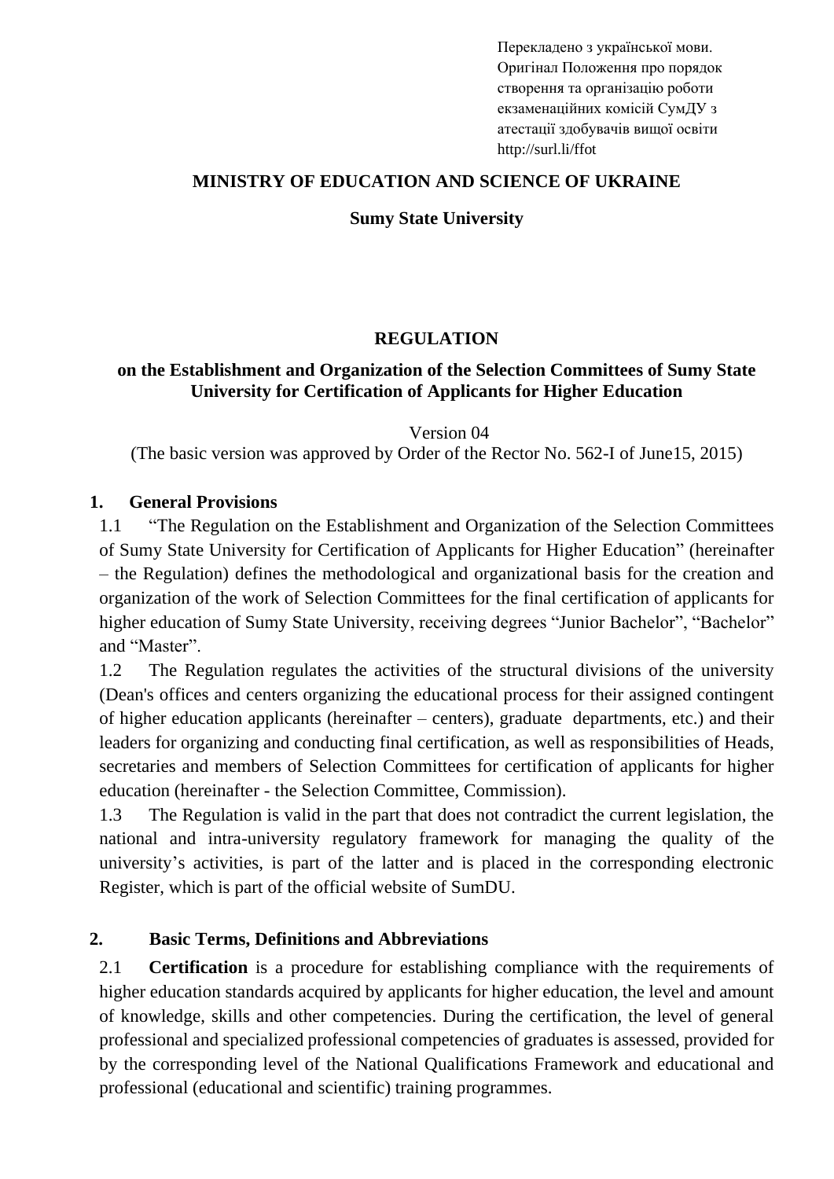Перекладено з української мови.
Оригінал Положення про порядок створення та організацію роботи екзаменаційних комісій СумДУ з атестації здобувачів вищої освіти
http://surl.li/ffot

**MINISTRY OF EDUCATION AND SCIENCE OF UKRAINE**

**Sumy State University**

# REGULATION

## on the Establishment and Organization of the Selection Committees of Sumy State University for Certification of Applicants for Higher Education

Version 04
(The basic version was approved by Order of the Rector No. 562-I of June15, 2015)

## 1. General Provisions

1.1 "The Regulation on the Establishment and Organization of the Selection Committees of Sumy State University for Certification of Applicants for Higher Education" (hereinafter – the Regulation) defines the methodological and organizational basis for the creation and organization of the work of Selection Committees for the final certification of applicants for higher education of Sumy State University, receiving degrees "Junior Bachelor", "Bachelor" and "Master".

1.2 The Regulation regulates the activities of the structural divisions of the university (Dean's offices and centers organizing the educational process for their assigned contingent of higher education applicants (hereinafter – centers), graduate departments, etc.) and their leaders for organizing and conducting final certification, as well as responsibilities of Heads, secretaries and members of Selection Committees for certification of applicants for higher education (hereinafter - the Selection Committee, Commission).

1.3 The Regulation is valid in the part that does not contradict the current legislation, the national and intra-university regulatory framework for managing the quality of the university's activities, is part of the latter and is placed in the corresponding electronic Register, which is part of the official website of SumDU.

## 2. Basic Terms, Definitions and Abbreviations

2.1 **Certification** is a procedure for establishing compliance with the requirements of higher education standards acquired by applicants for higher education, the level and amount of knowledge, skills and other competencies. During the certification, the level of general professional and specialized professional competencies of graduates is assessed, provided for by the corresponding level of the National Qualifications Framework and educational and professional (educational and scientific) training programmes.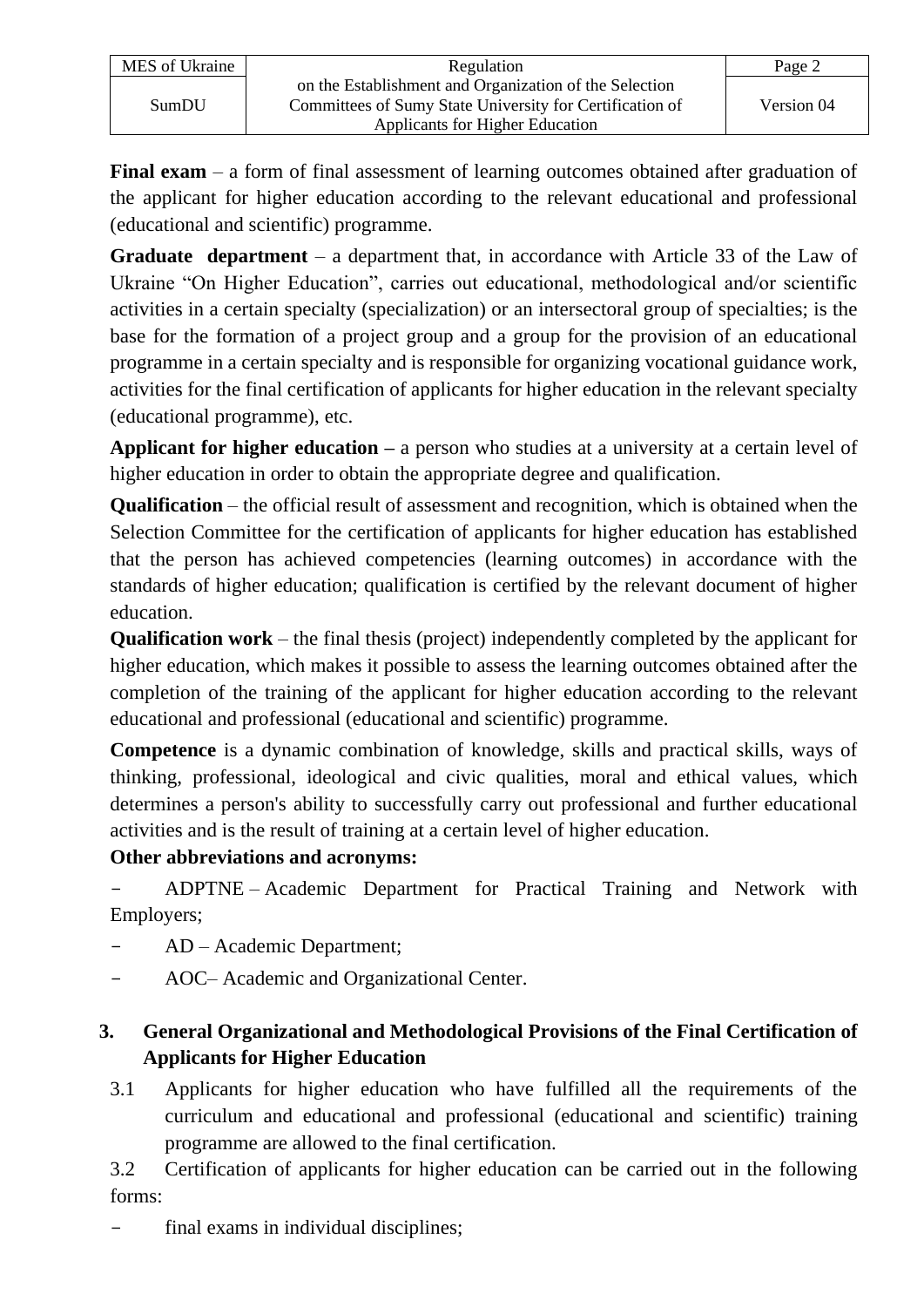**Final exam** – a form of final assessment of learning outcomes obtained after graduation of the applicant for higher education according to the relevant educational and professional (educational and scientific) programme.

**Graduate department** – a department that, in accordance with Article 33 of the Law of Ukraine "On Higher Education", carries out educational, methodological and/or scientific activities in a certain specialty (specialization) or an intersectoral group of specialties; is the base for the formation of a project group and a group for the provision of an educational programme in a certain specialty and is responsible for organizing vocational guidance work, activities for the final certification of applicants for higher education in the relevant specialty (educational programme), etc.

**Applicant for higher education –** a person who studies at a university at a certain level of higher education in order to obtain the appropriate degree and qualification.

**Qualification** – the official result of assessment and recognition, which is obtained when the Selection Committee for the certification of applicants for higher education has established that the person has achieved competencies (learning outcomes) in accordance with the standards of higher education; qualification is certified by the relevant document of higher education.

**Qualification work** – the final thesis (project) independently completed by the applicant for higher education, which makes it possible to assess the learning outcomes obtained after the completion of the training of the applicant for higher education according to the relevant educational and professional (educational and scientific) programme.

**Competence** is a dynamic combination of knowledge, skills and practical skills, ways of thinking, professional, ideological and civic qualities, moral and ethical values, which determines a person's ability to successfully carry out professional and further educational activities and is the result of training at a certain level of higher education.

**Other abbreviations and acronyms:**

- ADPTNE – Academic Department for Practical Training and Network with Employers;
- AD – Academic Department;
- AOC– Academic and Organizational Center.

## 3. General Organizational and Methodological Provisions of the Final Certification of Applicants for Higher Education

3.1 Applicants for higher education who have fulfilled all the requirements of the curriculum and educational and professional (educational and scientific) training programme are allowed to the final certification.

3.2 Certification of applicants for higher education can be carried out in the following forms:

- final exams in individual disciplines;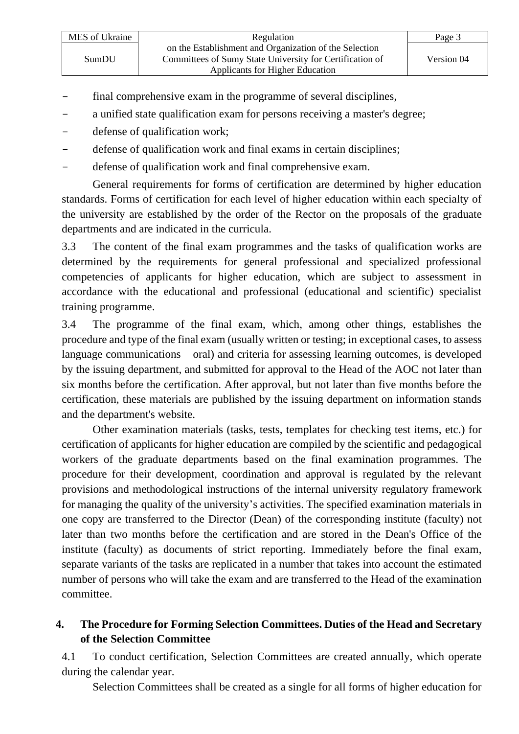- final comprehensive exam in the programme of several disciplines,
- a unified state qualification exam for persons receiving a master's degree;
- defense of qualification work;
- defense of qualification work and final exams in certain disciplines;
- defense of qualification work and final comprehensive exam.

General requirements for forms of certification are determined by higher education standards. Forms of certification for each level of higher education within each specialty of the university are established by the order of the Rector on the proposals of the graduate departments and are indicated in the curricula.

3.3 The content of the final exam programmes and the tasks of qualification works are determined by the requirements for general professional and specialized professional competencies of applicants for higher education, which are subject to assessment in accordance with the educational and professional (educational and scientific) specialist training programme.

3.4 The programme of the final exam, which, among other things, establishes the procedure and type of the final exam (usually written or testing; in exceptional cases, to assess language communications – oral) and criteria for assessing learning outcomes, is developed by the issuing department, and submitted for approval to the Head of the AOC not later than six months before the certification. After approval, but not later than five months before the certification, these materials are published by the issuing department on information stands and the department's website.

Other examination materials (tasks, tests, templates for checking test items, etc.) for certification of applicants for higher education are compiled by the scientific and pedagogical workers of the graduate departments based on the final examination programmes. The procedure for their development, coordination and approval is regulated by the relevant provisions and methodological instructions of the internal university regulatory framework for managing the quality of the university's activities. The specified examination materials in one copy are transferred to the Director (Dean) of the corresponding institute (faculty) not later than two months before the certification and are stored in the Dean's Office of the institute (faculty) as documents of strict reporting. Immediately before the final exam, separate variants of the tasks are replicated in a number that takes into account the estimated number of persons who will take the exam and are transferred to the Head of the examination committee.

## 4. The Procedure for Forming Selection Committees. Duties of the Head and Secretary of the Selection Committee

4.1 To conduct certification, Selection Committees are created annually, which operate during the calendar year.

Selection Committees shall be created as a single for all forms of higher education for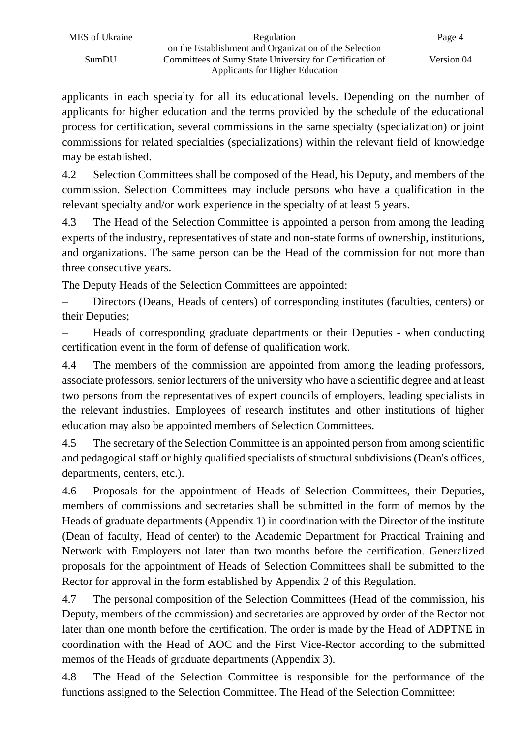applicants in each specialty for all its educational levels. Depending on the number of applicants for higher education and the terms provided by the schedule of the educational process for certification, several commissions in the same specialty (specialization) or joint commissions for related specialties (specializations) within the relevant field of knowledge may be established.

4.2 Selection Committees shall be composed of the Head, his Deputy, and members of the commission. Selection Committees may include persons who have a qualification in the relevant specialty and/or work experience in the specialty of at least 5 years.

4.3 The Head of the Selection Committee is appointed a person from among the leading experts of the industry, representatives of state and non-state forms of ownership, institutions, and organizations. The same person can be the Head of the commission for not more than three consecutive years.

The Deputy Heads of the Selection Committees are appointed:

– Directors (Deans, Heads of centers) of corresponding institutes (faculties, centers) or their Deputies;

– Heads of corresponding graduate departments or their Deputies - when conducting certification event in the form of defense of qualification work.

4.4 The members of the commission are appointed from among the leading professors, associate professors, senior lecturers of the university who have a scientific degree and at least two persons from the representatives of expert councils of employers, leading specialists in the relevant industries. Employees of research institutes and other institutions of higher education may also be appointed members of Selection Committees.

4.5 The secretary of the Selection Committee is an appointed person from among scientific and pedagogical staff or highly qualified specialists of structural subdivisions (Dean's offices, departments, centers, etc.).

4.6 Proposals for the appointment of Heads of Selection Committees, their Deputies, members of commissions and secretaries shall be submitted in the form of memos by the Heads of graduate departments (Appendix 1) in coordination with the Director of the institute (Dean of faculty, Head of center) to the Academic Department for Practical Training and Network with Employers not later than two months before the certification. Generalized proposals for the appointment of Heads of Selection Committees shall be submitted to the Rector for approval in the form established by Appendix 2 of this Regulation.

4.7 The personal composition of the Selection Committees (Head of the commission, his Deputy, members of the commission) and secretaries are approved by order of the Rector not later than one month before the certification. The order is made by the Head of ADPTNE in coordination with the Head of AOC and the First Vice-Rector according to the submitted memos of the Heads of graduate departments (Appendix 3).

4.8 The Head of the Selection Committee is responsible for the performance of the functions assigned to the Selection Committee. The Head of the Selection Committee: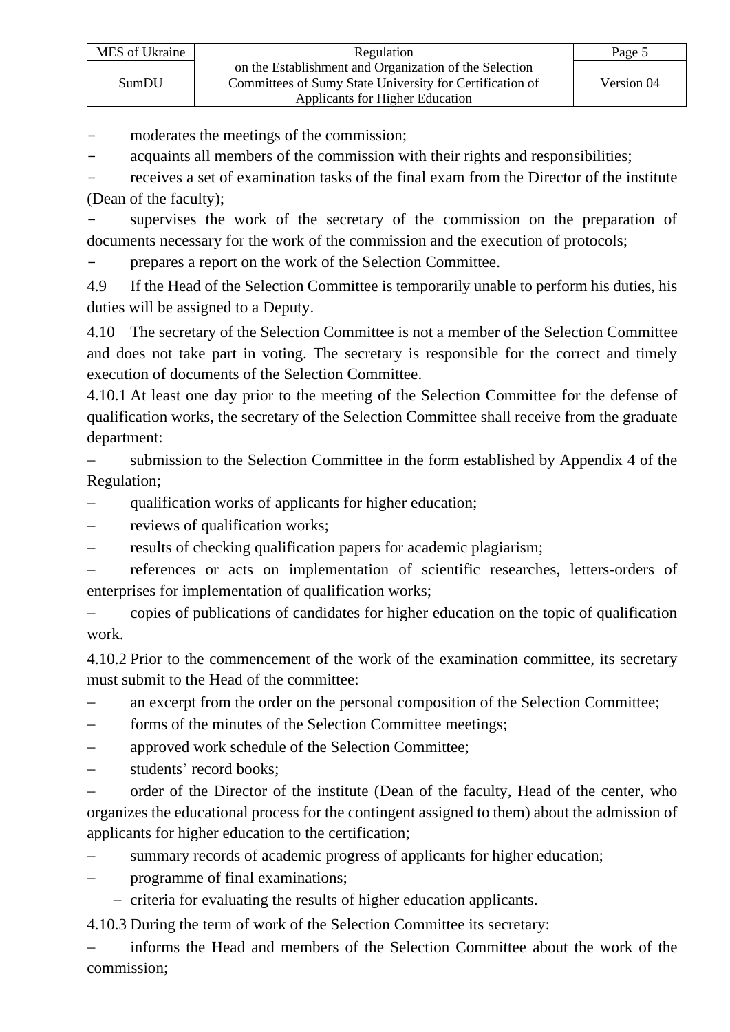- moderates the meetings of the commission;
- acquaints all members of the commission with their rights and responsibilities;
- receives a set of examination tasks of the final exam from the Director of the institute (Dean of the faculty);
- supervises the work of the secretary of the commission on the preparation of documents necessary for the work of the commission and the execution of protocols;
- prepares a report on the work of the Selection Committee.

4.9 If the Head of the Selection Committee is temporarily unable to perform his duties, his duties will be assigned to a Deputy.

4.10 The secretary of the Selection Committee is not a member of the Selection Committee and does not take part in voting. The secretary is responsible for the correct and timely execution of documents of the Selection Committee.

4.10.1 At least one day prior to the meeting of the Selection Committee for the defense of qualification works, the secretary of the Selection Committee shall receive from the graduate department:

- submission to the Selection Committee in the form established by Appendix 4 of the Regulation;
- qualification works of applicants for higher education;
- reviews of qualification works;
- results of checking qualification papers for academic plagiarism;
- references or acts on implementation of scientific researches, letters-orders of enterprises for implementation of qualification works;
- copies of publications of candidates for higher education on the topic of qualification work.

4.10.2 Prior to the commencement of the work of the examination committee, its secretary must submit to the Head of the committee:

- an excerpt from the order on the personal composition of the Selection Committee;
- forms of the minutes of the Selection Committee meetings;
- approved work schedule of the Selection Committee;
- students' record books;
- order of the Director of the institute (Dean of the faculty, Head of the center, who organizes the educational process for the contingent assigned to them) about the admission of applicants for higher education to the certification;
- summary records of academic progress of applicants for higher education;
- programme of final examinations;
- criteria for evaluating the results of higher education applicants.

4.10.3 During the term of work of the Selection Committee its secretary:

- informs the Head and members of the Selection Committee about the work of the commission;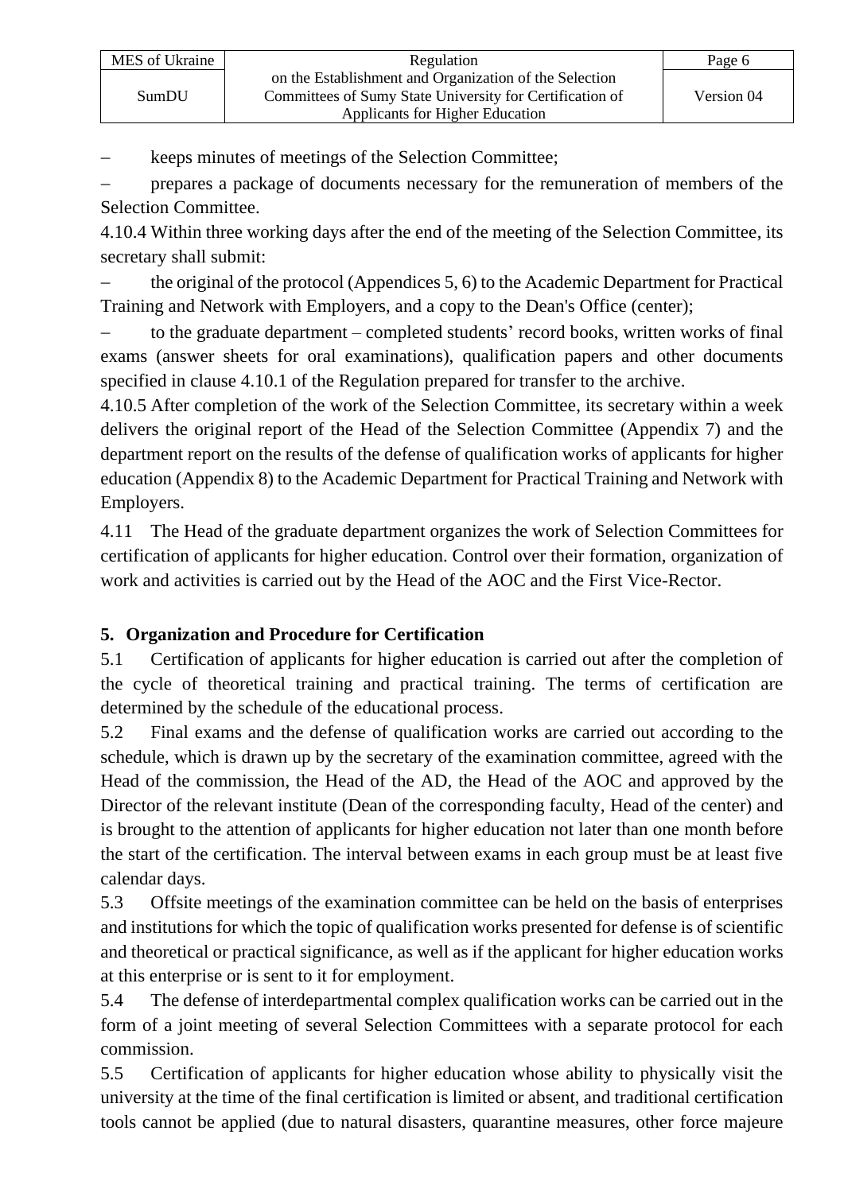– keeps minutes of meetings of the Selection Committee;

– prepares a package of documents necessary for the remuneration of members of the Selection Committee.

4.10.4 Within three working days after the end of the meeting of the Selection Committee, its secretary shall submit:

– the original of the protocol (Appendices 5, 6) to the Academic Department for Practical Training and Network with Employers, and a copy to the Dean's Office (center);

– to the graduate department – completed students' record books, written works of final exams (answer sheets for oral examinations), qualification papers and other documents specified in clause 4.10.1 of the Regulation prepared for transfer to the archive.

4.10.5 After completion of the work of the Selection Committee, its secretary within a week delivers the original report of the Head of the Selection Committee (Appendix 7) and the department report on the results of the defense of qualification works of applicants for higher education (Appendix 8) to the Academic Department for Practical Training and Network with Employers.

4.11 The Head of the graduate department organizes the work of Selection Committees for certification of applicants for higher education. Control over their formation, organization of work and activities is carried out by the Head of the AOC and the First Vice-Rector.

## 5. Organization and Procedure for Certification

5.1 Certification of applicants for higher education is carried out after the completion of the cycle of theoretical training and practical training. The terms of certification are determined by the schedule of the educational process.

5.2 Final exams and the defense of qualification works are carried out according to the schedule, which is drawn up by the secretary of the examination committee, agreed with the Head of the commission, the Head of the AD, the Head of the AOC and approved by the Director of the relevant institute (Dean of the corresponding faculty, Head of the center) and is brought to the attention of applicants for higher education not later than one month before the start of the certification. The interval between exams in each group must be at least five calendar days.

5.3 Offsite meetings of the examination committee can be held on the basis of enterprises and institutions for which the topic of qualification works presented for defense is of scientific and theoretical or practical significance, as well as if the applicant for higher education works at this enterprise or is sent to it for employment.

5.4 The defense of interdepartmental complex qualification works can be carried out in the form of a joint meeting of several Selection Committees with a separate protocol for each commission.

5.5 Certification of applicants for higher education whose ability to physically visit the university at the time of the final certification is limited or absent, and traditional certification tools cannot be applied (due to natural disasters, quarantine measures, other force majeure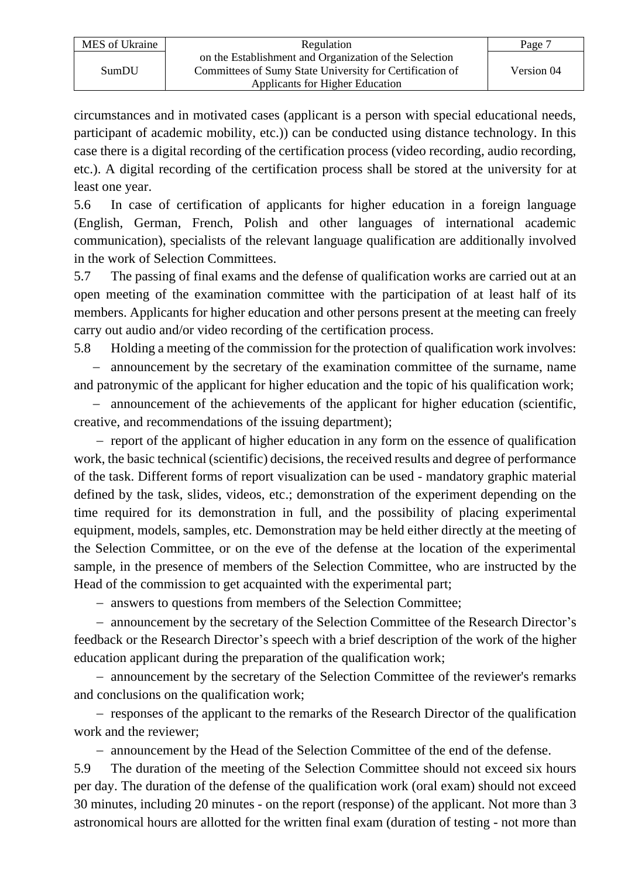circumstances and in motivated cases (applicant is a person with special educational needs, participant of academic mobility, etc.)) can be conducted using distance technology. In this case there is a digital recording of the certification process (video recording, audio recording, etc.). A digital recording of the certification process shall be stored at the university for at least one year.

5.6 In case of certification of applicants for higher education in a foreign language (English, German, French, Polish and other languages of international academic communication), specialists of the relevant language qualification are additionally involved in the work of Selection Committees.

5.7 The passing of final exams and the defense of qualification works are carried out at an open meeting of the examination committee with the participation of at least half of its members. Applicants for higher education and other persons present at the meeting can freely carry out audio and/or video recording of the certification process.

5.8 Holding a meeting of the commission for the protection of qualification work involves:

– announcement by the secretary of the examination committee of the surname, name and patronymic of the applicant for higher education and the topic of his qualification work;

– announcement of the achievements of the applicant for higher education (scientific, creative, and recommendations of the issuing department);

– report of the applicant of higher education in any form on the essence of qualification work, the basic technical (scientific) decisions, the received results and degree of performance of the task. Different forms of report visualization can be used - mandatory graphic material defined by the task, slides, videos, etc.; demonstration of the experiment depending on the time required for its demonstration in full, and the possibility of placing experimental equipment, models, samples, etc. Demonstration may be held either directly at the meeting of the Selection Committee, or on the eve of the defense at the location of the experimental sample, in the presence of members of the Selection Committee, who are instructed by the Head of the commission to get acquainted with the experimental part;

– answers to questions from members of the Selection Committee;

– announcement by the secretary of the Selection Committee of the Research Director's feedback or the Research Director's speech with a brief description of the work of the higher education applicant during the preparation of the qualification work;

– announcement by the secretary of the Selection Committee of the reviewer's remarks and conclusions on the qualification work;

– responses of the applicant to the remarks of the Research Director of the qualification work and the reviewer;

– announcement by the Head of the Selection Committee of the end of the defense.

5.9 The duration of the meeting of the Selection Committee should not exceed six hours per day. The duration of the defense of the qualification work (oral exam) should not exceed 30 minutes, including 20 minutes - on the report (response) of the applicant. Not more than 3 astronomical hours are allotted for the written final exam (duration of testing - not more than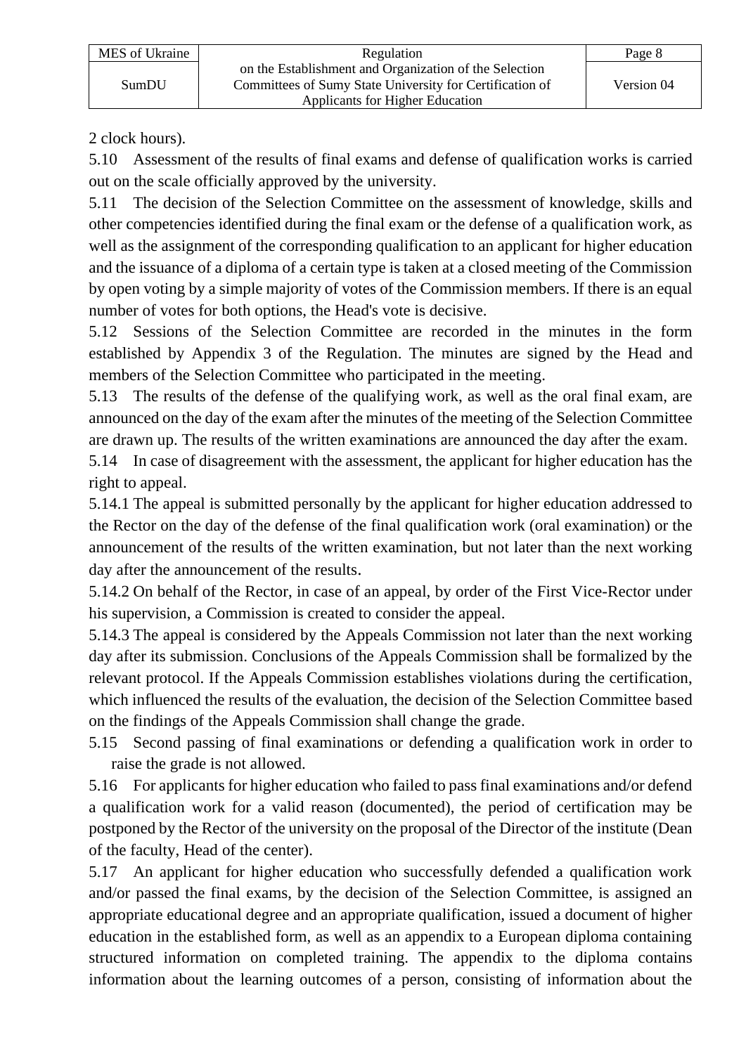2 clock hours).

5.10 Assessment of the results of final exams and defense of qualification works is carried out on the scale officially approved by the university.

5.11 The decision of the Selection Committee on the assessment of knowledge, skills and other competencies identified during the final exam or the defense of a qualification work, as well as the assignment of the corresponding qualification to an applicant for higher education and the issuance of a diploma of a certain type is taken at a closed meeting of the Commission by open voting by a simple majority of votes of the Commission members. If there is an equal number of votes for both options, the Head's vote is decisive.

5.12 Sessions of the Selection Committee are recorded in the minutes in the form established by Appendix 3 of the Regulation. The minutes are signed by the Head and members of the Selection Committee who participated in the meeting.

5.13 The results of the defense of the qualifying work, as well as the oral final exam, are announced on the day of the exam after the minutes of the meeting of the Selection Committee are drawn up. The results of the written examinations are announced the day after the exam.

5.14 In case of disagreement with the assessment, the applicant for higher education has the right to appeal.

5.14.1 The appeal is submitted personally by the applicant for higher education addressed to the Rector on the day of the defense of the final qualification work (oral examination) or the announcement of the results of the written examination, but not later than the next working day after the announcement of the results.

5.14.2 On behalf of the Rector, in case of an appeal, by order of the First Vice-Rector under his supervision, a Commission is created to consider the appeal.

5.14.3 The appeal is considered by the Appeals Commission not later than the next working day after its submission. Conclusions of the Appeals Commission shall be formalized by the relevant protocol. If the Appeals Commission establishes violations during the certification, which influenced the results of the evaluation, the decision of the Selection Committee based on the findings of the Appeals Commission shall change the grade.

5.15 Second passing of final examinations or defending a qualification work in order to raise the grade is not allowed.

5.16 For applicants for higher education who failed to pass final examinations and/or defend a qualification work for a valid reason (documented), the period of certification may be postponed by the Rector of the university on the proposal of the Director of the institute (Dean of the faculty, Head of the center).

5.17 An applicant for higher education who successfully defended a qualification work and/or passed the final exams, by the decision of the Selection Committee, is assigned an appropriate educational degree and an appropriate qualification, issued a document of higher education in the established form, as well as an appendix to a European diploma containing structured information on completed training. The appendix to the diploma contains information about the learning outcomes of a person, consisting of information about the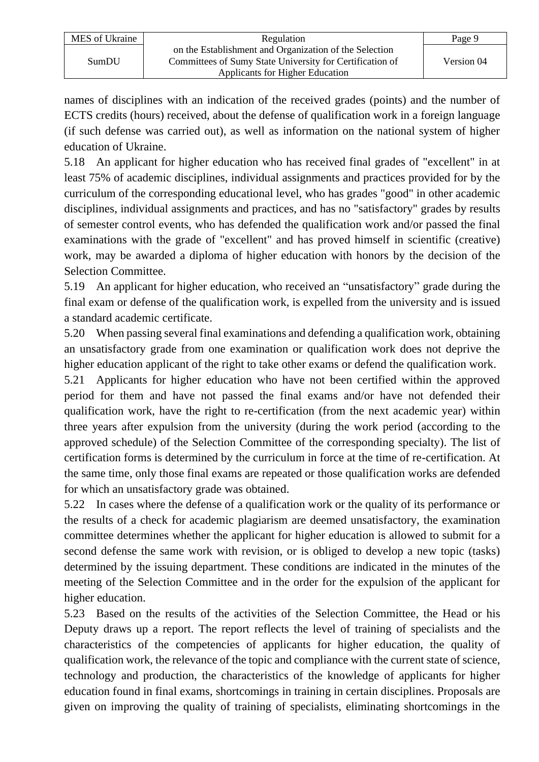names of disciplines with an indication of the received grades (points) and the number of ECTS credits (hours) received, about the defense of qualification work in a foreign language (if such defense was carried out), as well as information on the national system of higher education of Ukraine.

5.18 An applicant for higher education who has received final grades of "excellent" in at least 75% of academic disciplines, individual assignments and practices provided for by the curriculum of the corresponding educational level, who has grades "good" in other academic disciplines, individual assignments and practices, and has no "satisfactory" grades by results of semester control events, who has defended the qualification work and/or passed the final examinations with the grade of "excellent" and has proved himself in scientific (creative) work, may be awarded a diploma of higher education with honors by the decision of the Selection Committee.

5.19 An applicant for higher education, who received an "unsatisfactory" grade during the final exam or defense of the qualification work, is expelled from the university and is issued a standard academic certificate.

5.20 When passing several final examinations and defending a qualification work, obtaining an unsatisfactory grade from one examination or qualification work does not deprive the higher education applicant of the right to take other exams or defend the qualification work.

5.21 Applicants for higher education who have not been certified within the approved period for them and have not passed the final exams and/or have not defended their qualification work, have the right to re-certification (from the next academic year) within three years after expulsion from the university (during the work period (according to the approved schedule) of the Selection Committee of the corresponding specialty). The list of certification forms is determined by the curriculum in force at the time of re-certification. At the same time, only those final exams are repeated or those qualification works are defended for which an unsatisfactory grade was obtained.

5.22 In cases where the defense of a qualification work or the quality of its performance or the results of a check for academic plagiarism are deemed unsatisfactory, the examination committee determines whether the applicant for higher education is allowed to submit for a second defense the same work with revision, or is obliged to develop a new topic (tasks) determined by the issuing department. These conditions are indicated in the minutes of the meeting of the Selection Committee and in the order for the expulsion of the applicant for higher education.

5.23 Based on the results of the activities of the Selection Committee, the Head or his Deputy draws up a report. The report reflects the level of training of specialists and the characteristics of the competencies of applicants for higher education, the quality of qualification work, the relevance of the topic and compliance with the current state of science, technology and production, the characteristics of the knowledge of applicants for higher education found in final exams, shortcomings in training in certain disciplines. Proposals are given on improving the quality of training of specialists, eliminating shortcomings in the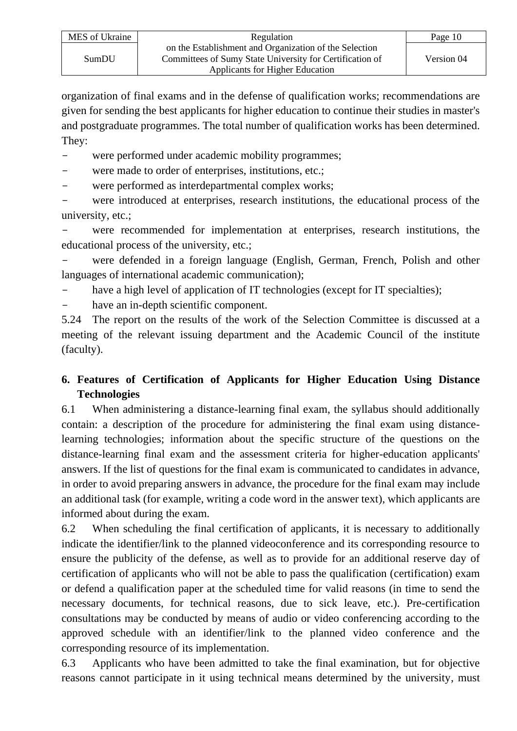organization of final exams and in the defense of qualification works; recommendations are given for sending the best applicants for higher education to continue their studies in master's and postgraduate programmes. The total number of qualification works has been determined. They:

- were performed under academic mobility programmes;
- were made to order of enterprises, institutions, etc.;
- were performed as interdepartmental complex works;
- were introduced at enterprises, research institutions, the educational process of the university, etc.;
- were recommended for implementation at enterprises, research institutions, the educational process of the university, etc.;
- were defended in a foreign language (English, German, French, Polish and other languages of international academic communication);
- have a high level of application of IT technologies (except for IT specialties);
- have an in-depth scientific component.

5.24 The report on the results of the work of the Selection Committee is discussed at a meeting of the relevant issuing department and the Academic Council of the institute (faculty).

## 6. Features of Certification of Applicants for Higher Education Using Distance Technologies

6.1 When administering a distance-learning final exam, the syllabus should additionally contain: a description of the procedure for administering the final exam using distance-learning technologies; information about the specific structure of the questions on the distance-learning final exam and the assessment criteria for higher-education applicants' answers. If the list of questions for the final exam is communicated to candidates in advance, in order to avoid preparing answers in advance, the procedure for the final exam may include an additional task (for example, writing a code word in the answer text), which applicants are informed about during the exam.

6.2 When scheduling the final certification of applicants, it is necessary to additionally indicate the identifier/link to the planned videoconference and its corresponding resource to ensure the publicity of the defense, as well as to provide for an additional reserve day of certification of applicants who will not be able to pass the qualification (certification) exam or defend a qualification paper at the scheduled time for valid reasons (in time to send the necessary documents, for technical reasons, due to sick leave, etc.). Pre-certification consultations may be conducted by means of audio or video conferencing according to the approved schedule with an identifier/link to the planned video conference and the corresponding resource of its implementation.

6.3 Applicants who have been admitted to take the final examination, but for objective reasons cannot participate in it using technical means determined by the university, must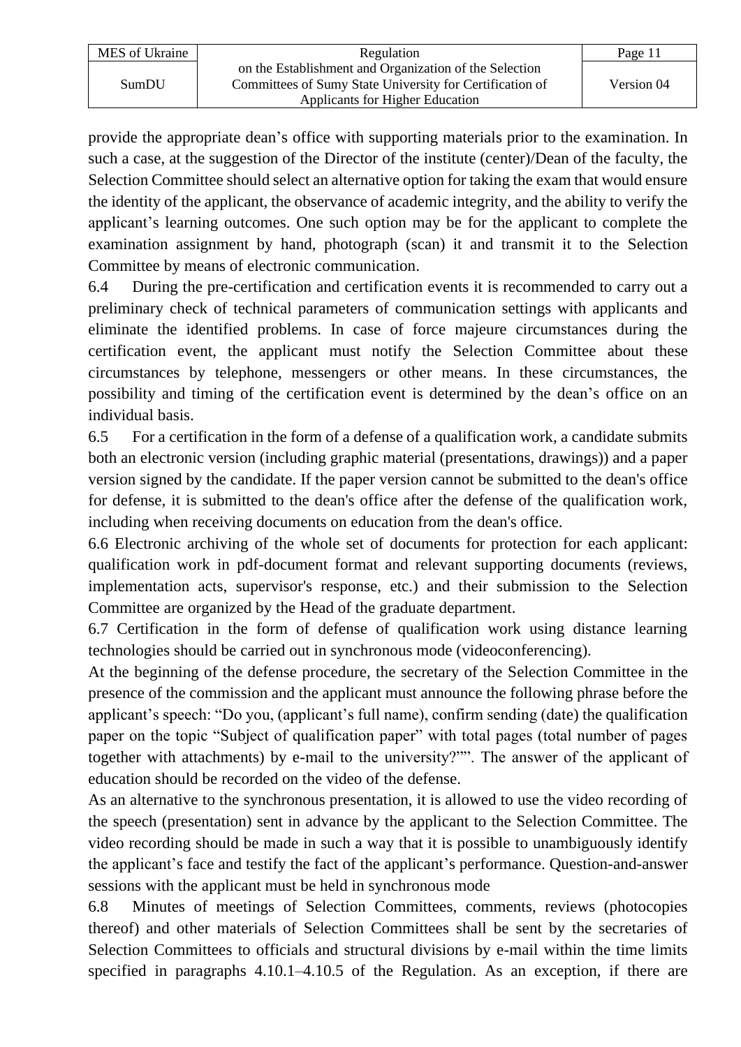provide the appropriate dean’s office with supporting materials prior to the examination. In such a case, at the suggestion of the Director of the institute (center)/Dean of the faculty, the Selection Committee should select an alternative option for taking the exam that would ensure the identity of the applicant, the observance of academic integrity, and the ability to verify the applicant’s learning outcomes. One such option may be for the applicant to complete the examination assignment by hand, photograph (scan) it and transmit it to the Selection Committee by means of electronic communication.

6.4 During the pre-certification and certification events it is recommended to carry out a preliminary check of technical parameters of communication settings with applicants and eliminate the identified problems. In case of force majeure circumstances during the certification event, the applicant must notify the Selection Committee about these circumstances by telephone, messengers or other means. In these circumstances, the possibility and timing of the certification event is determined by the dean’s office on an individual basis.

6.5 For a certification in the form of a defense of a qualification work, a candidate submits both an electronic version (including graphic material (presentations, drawings)) and a paper version signed by the candidate. If the paper version cannot be submitted to the dean's office for defense, it is submitted to the dean's office after the defense of the qualification work, including when receiving documents on education from the dean's office.

6.6 Electronic archiving of the whole set of documents for protection for each applicant: qualification work in pdf-document format and relevant supporting documents (reviews, implementation acts, supervisor's response, etc.) and their submission to the Selection Committee are organized by the Head of the graduate department.

6.7 Certification in the form of defense of qualification work using distance learning technologies should be carried out in synchronous mode (videoconferencing).

At the beginning of the defense procedure, the secretary of the Selection Committee in the presence of the commission and the applicant must announce the following phrase before the applicant’s speech: “Do you, (applicant’s full name), confirm sending (date) the qualification paper on the topic “Subject of qualification paper” with total pages (total number of pages together with attachments) by e-mail to the university?””. The answer of the applicant of education should be recorded on the video of the defense.

As an alternative to the synchronous presentation, it is allowed to use the video recording of the speech (presentation) sent in advance by the applicant to the Selection Committee. The video recording should be made in such a way that it is possible to unambiguously identify the applicant’s face and testify the fact of the applicant’s performance. Question-and-answer sessions with the applicant must be held in synchronous mode

6.8 Minutes of meetings of Selection Committees, comments, reviews (photocopies thereof) and other materials of Selection Committees shall be sent by the secretaries of Selection Committees to officials and structural divisions by e-mail within the time limits specified in paragraphs 4.10.1–4.10.5 of the Regulation. As an exception, if there are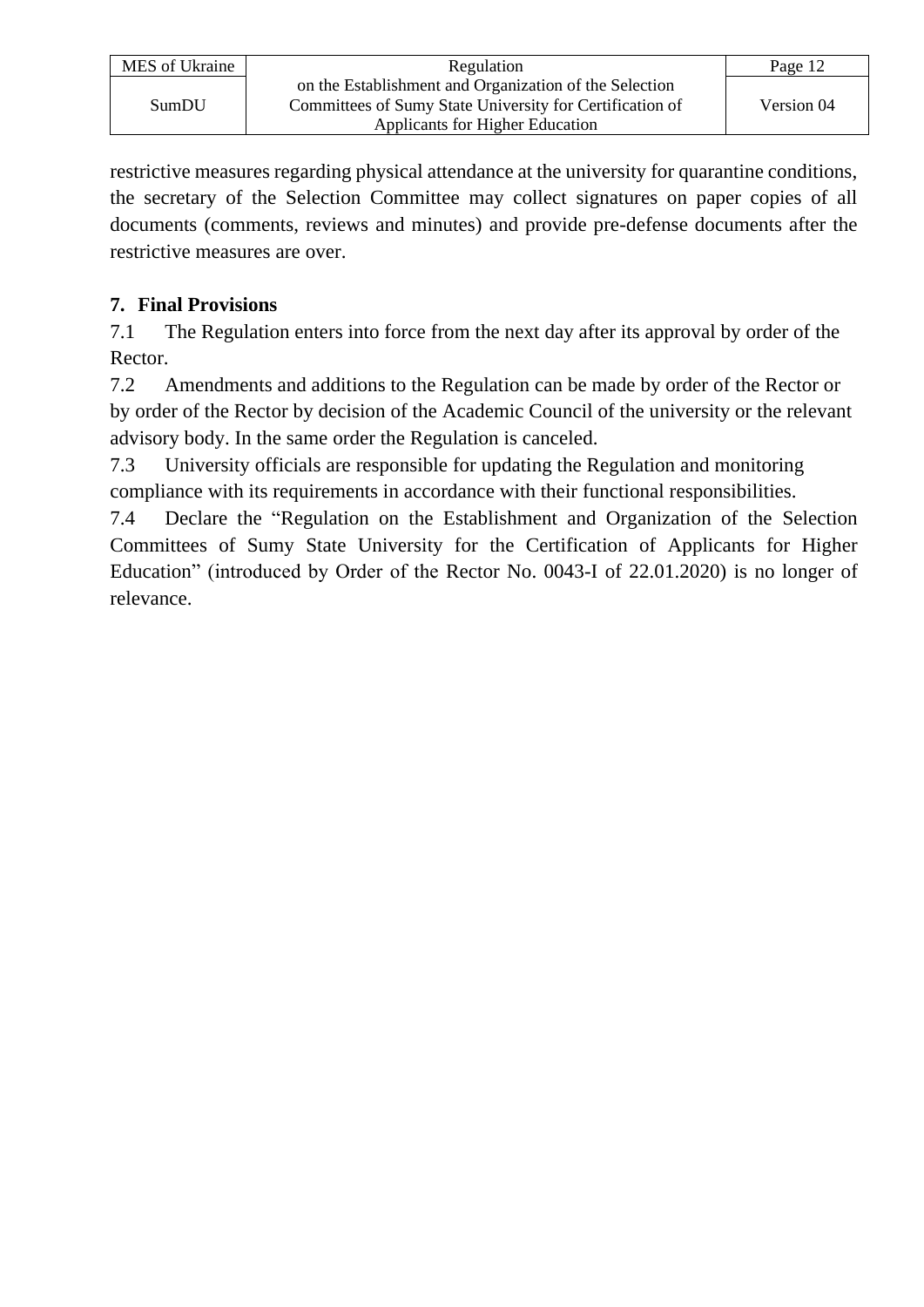restrictive measures regarding physical attendance at the university for quarantine conditions, the secretary of the Selection Committee may collect signatures on paper copies of all documents (comments, reviews and minutes) and provide pre-defense documents after the restrictive measures are over.

## 7. Final Provisions

7.1 The Regulation enters into force from the next day after its approval by order of the Rector.

7.2 Amendments and additions to the Regulation can be made by order of the Rector or by order of the Rector by decision of the Academic Council of the university or the relevant advisory body. In the same order the Regulation is canceled.

7.3 University officials are responsible for updating the Regulation and monitoring compliance with its requirements in accordance with their functional responsibilities.

7.4 Declare the "Regulation on the Establishment and Organization of the Selection Committees of Sumy State University for the Certification of Applicants for Higher Education" (introduced by Order of the Rector No. 0043-I of 22.01.2020) is no longer of relevance.